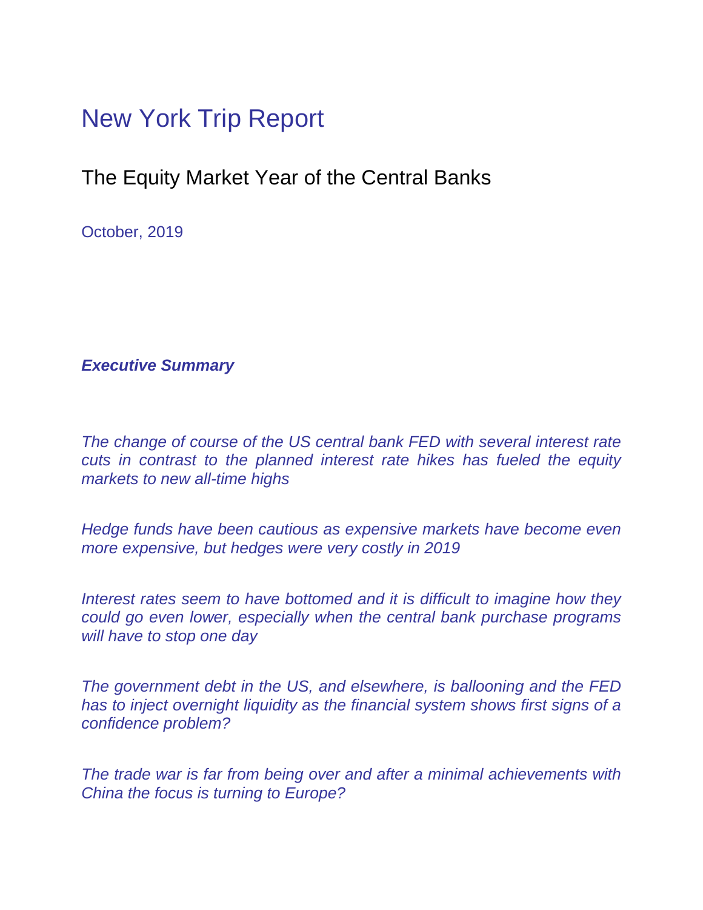# New York Trip Report

## The Equity Market Year of the Central Banks

October, 2019

***Executive Summary***

*The change of course of the US central bank FED with several interest rate cuts in contrast to the planned interest rate hikes has fueled the equity markets to new all-time highs*

*Hedge funds have been cautious as expensive markets have become even more expensive, but hedges were very costly in 2019*

*Interest rates seem to have bottomed and it is difficult to imagine how they could go even lower, especially when the central bank purchase programs will have to stop one day*

*The government debt in the US, and elsewhere, is ballooning and the FED has to inject overnight liquidity as the financial system shows first signs of a confidence problem?*

*The trade war is far from being over and after a minimal achievements with China the focus is turning to Europe?*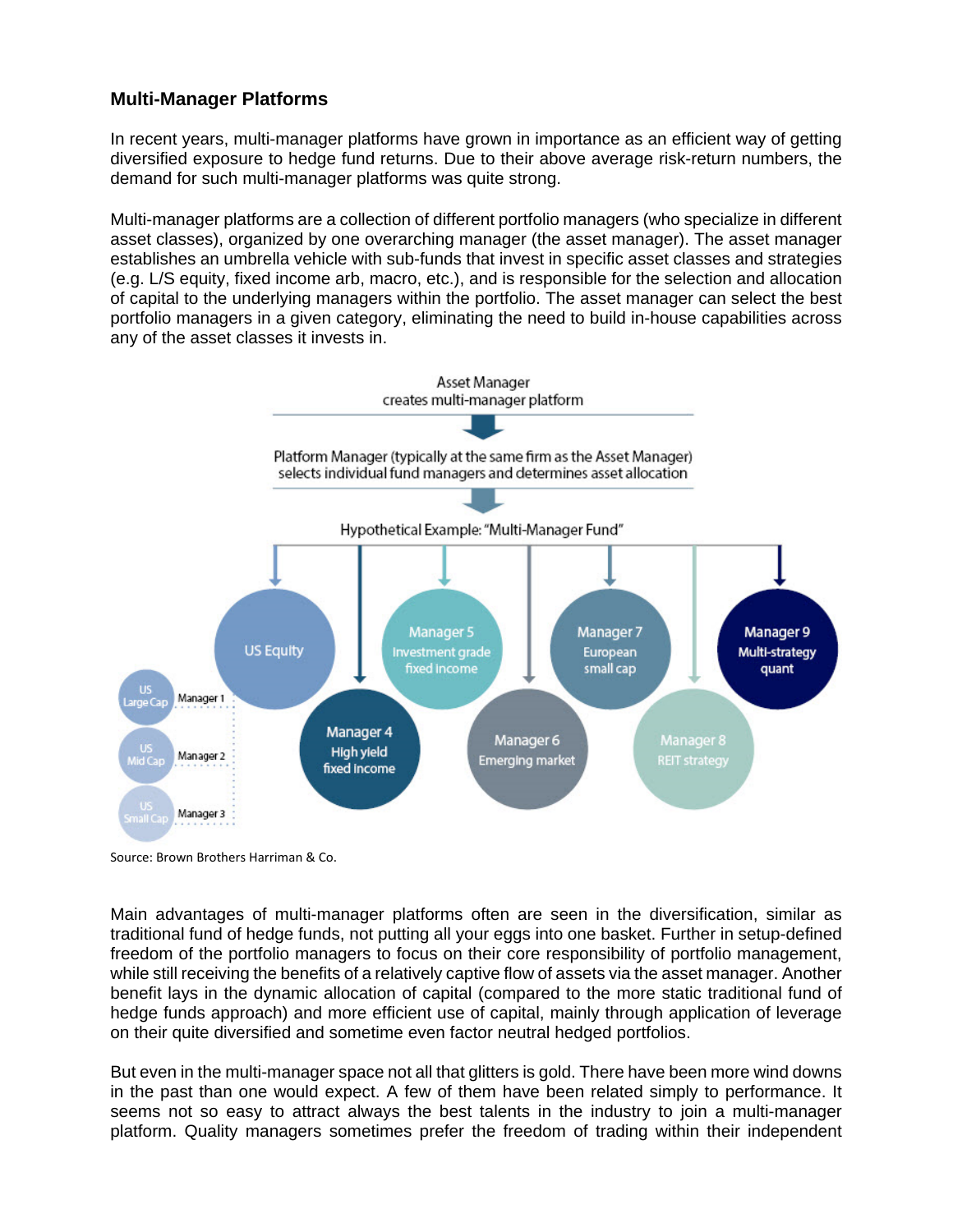## Multi-Manager Platforms

In recent years, multi-manager platforms have grown in importance as an efficient way of getting diversified exposure to hedge fund returns. Due to their above average risk-return numbers, the demand for such multi-manager platforms was quite strong.

Multi-manager platforms are a collection of different portfolio managers (who specialize in different asset classes), organized by one overarching manager (the asset manager). The asset manager establishes an umbrella vehicle with sub-funds that invest in specific asset classes and strategies (e.g. L/S equity, fixed income arb, macro, etc.), and is responsible for the selection and allocation of capital to the underlying managers within the portfolio. The asset manager can select the best portfolio managers in a given category, eliminating the need to build in-house capabilities across any of the asset classes it invests in.

Asset Manager creates multi-manager platform

Platform Manager (typically at the same firm as the Asset Manager) selects individual fund managers and determines asset allocation

Hypothetical Example: "Multi-Manager Fund"

- US Equity
  - US Large Cap – Manager 1
  - US Mid Cap – Manager 2
  - US Small Cap – Manager 3
- Manager 4 – High yield fixed income
- Manager 5 – Investment grade fixed income
- Manager 6 – Emerging market
- Manager 7 – European small cap
- Manager 8 – REIT strategy
- Manager 9 – Multi-strategy quant

Source: Brown Brothers Harriman & Co.

Main advantages of multi-manager platforms often are seen in the diversification, similar as traditional fund of hedge funds, not putting all your eggs into one basket. Further in setup-defined freedom of the portfolio managers to focus on their core responsibility of portfolio management, while still receiving the benefits of a relatively captive flow of assets via the asset manager. Another benefit lays in the dynamic allocation of capital (compared to the more static traditional fund of hedge funds approach) and more efficient use of capital, mainly through application of leverage on their quite diversified and sometime even factor neutral hedged portfolios.

But even in the multi-manager space not all that glitters is gold. There have been more wind downs in the past than one would expect. A few of them have been related simply to performance. It seems not so easy to attract always the best talents in the industry to join a multi-manager platform. Quality managers sometimes prefer the freedom of trading within their independent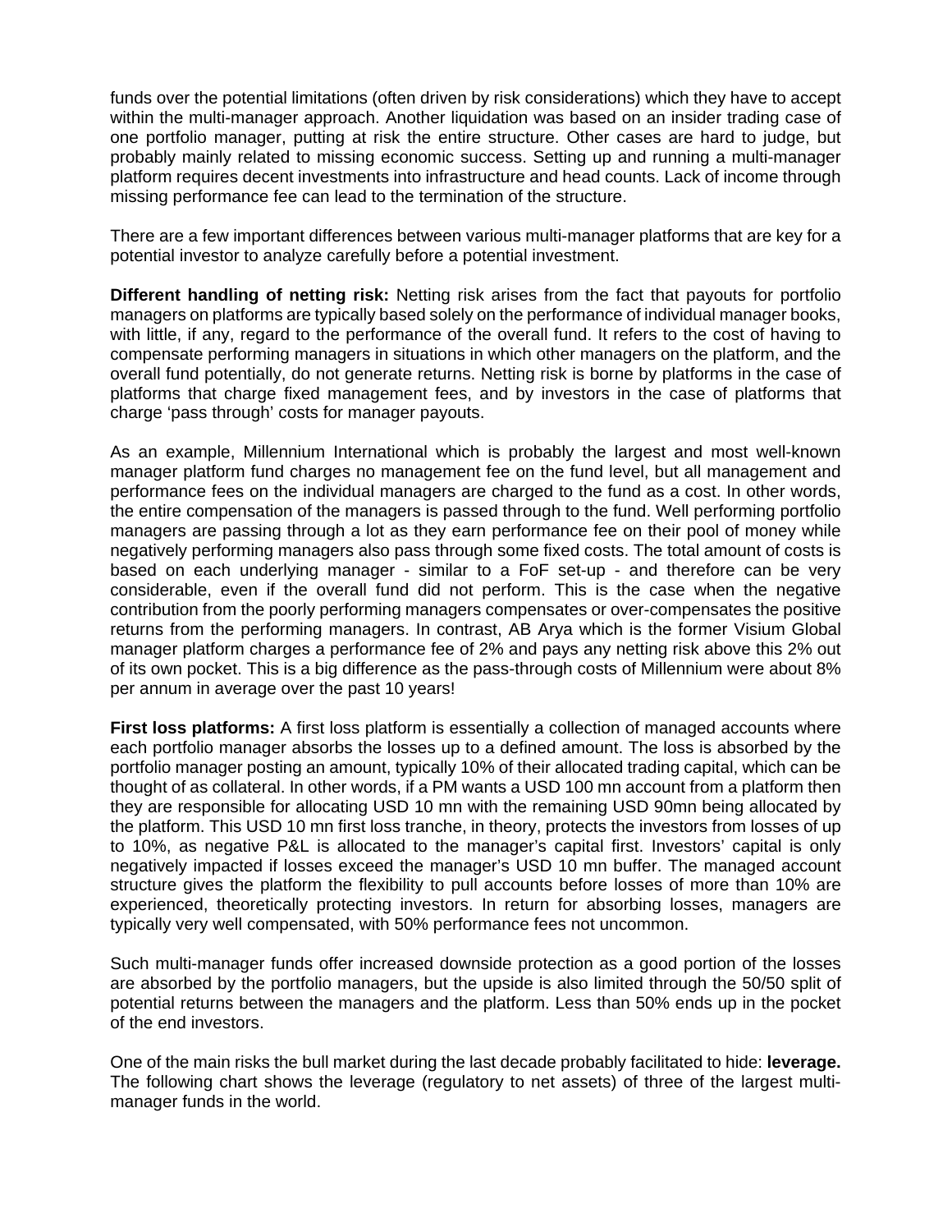funds over the potential limitations (often driven by risk considerations) which they have to accept within the multi-manager approach. Another liquidation was based on an insider trading case of one portfolio manager, putting at risk the entire structure. Other cases are hard to judge, but probably mainly related to missing economic success. Setting up and running a multi-manager platform requires decent investments into infrastructure and head counts. Lack of income through missing performance fee can lead to the termination of the structure.

There are a few important differences between various multi-manager platforms that are key for a potential investor to analyze carefully before a potential investment.

**Different handling of netting risk:** Netting risk arises from the fact that payouts for portfolio managers on platforms are typically based solely on the performance of individual manager books, with little, if any, regard to the performance of the overall fund. It refers to the cost of having to compensate performing managers in situations in which other managers on the platform, and the overall fund potentially, do not generate returns. Netting risk is borne by platforms in the case of platforms that charge fixed management fees, and by investors in the case of platforms that charge 'pass through' costs for manager payouts.

As an example, Millennium International which is probably the largest and most well-known manager platform fund charges no management fee on the fund level, but all management and performance fees on the individual managers are charged to the fund as a cost. In other words, the entire compensation of the managers is passed through to the fund. Well performing portfolio managers are passing through a lot as they earn performance fee on their pool of money while negatively performing managers also pass through some fixed costs. The total amount of costs is based on each underlying manager - similar to a FoF set-up - and therefore can be very considerable, even if the overall fund did not perform. This is the case when the negative contribution from the poorly performing managers compensates or over-compensates the positive returns from the performing managers. In contrast, AB Arya which is the former Visium Global manager platform charges a performance fee of 2% and pays any netting risk above this 2% out of its own pocket. This is a big difference as the pass-through costs of Millennium were about 8% per annum in average over the past 10 years!

**First loss platforms:** A first loss platform is essentially a collection of managed accounts where each portfolio manager absorbs the losses up to a defined amount. The loss is absorbed by the portfolio manager posting an amount, typically 10% of their allocated trading capital, which can be thought of as collateral. In other words, if a PM wants a USD 100 mn account from a platform then they are responsible for allocating USD 10 mn with the remaining USD 90mn being allocated by the platform. This USD 10 mn first loss tranche, in theory, protects the investors from losses of up to 10%, as negative P&L is allocated to the manager's capital first. Investors' capital is only negatively impacted if losses exceed the manager's USD 10 mn buffer. The managed account structure gives the platform the flexibility to pull accounts before losses of more than 10% are experienced, theoretically protecting investors. In return for absorbing losses, managers are typically very well compensated, with 50% performance fees not uncommon.

Such multi-manager funds offer increased downside protection as a good portion of the losses are absorbed by the portfolio managers, but the upside is also limited through the 50/50 split of potential returns between the managers and the platform. Less than 50% ends up in the pocket of the end investors.

One of the main risks the bull market during the last decade probably facilitated to hide: **leverage.** The following chart shows the leverage (regulatory to net assets) of three of the largest multi-manager funds in the world.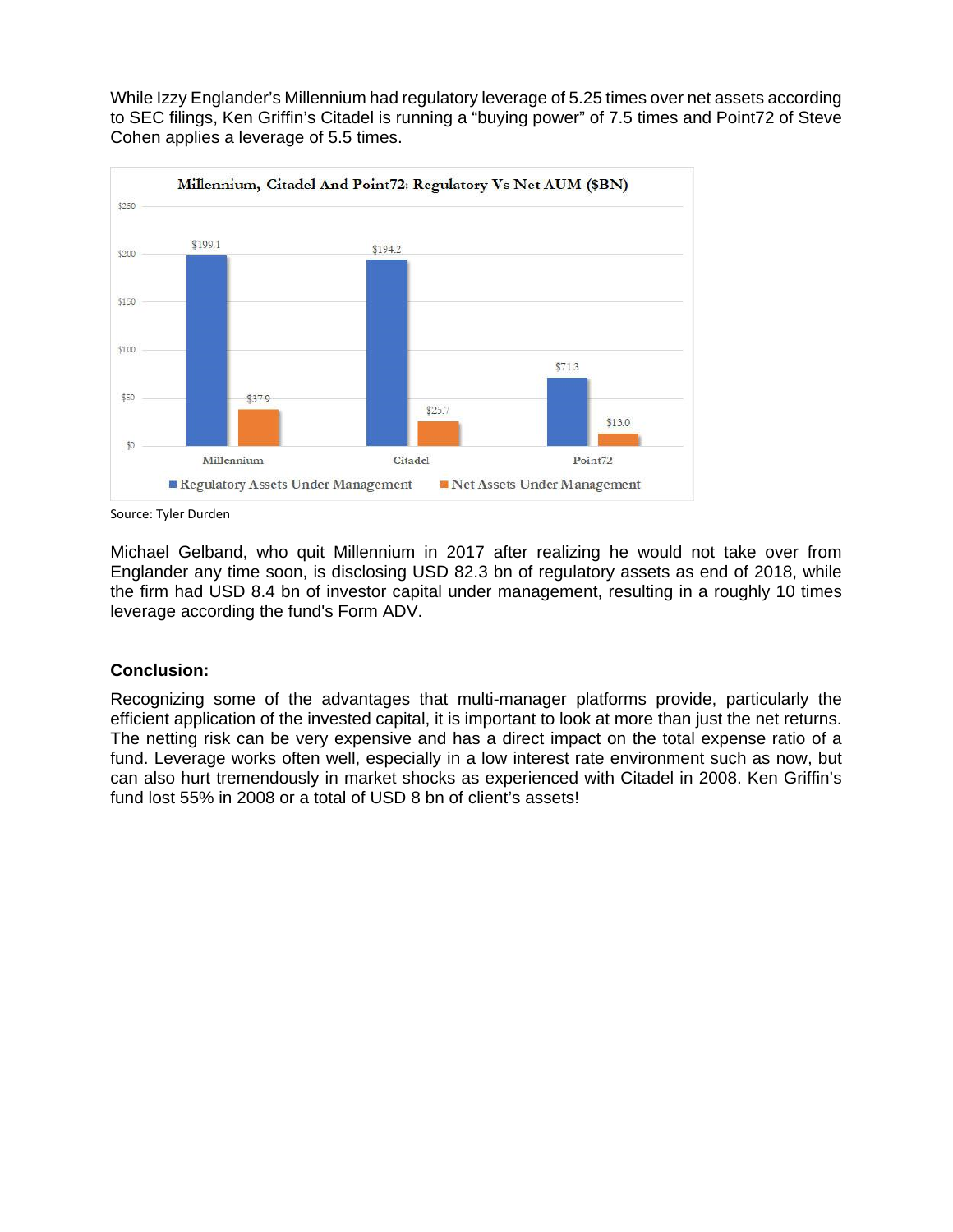While Izzy Englander's Millennium had regulatory leverage of 5.25 times over net assets according to SEC filings, Ken Griffin's Citadel is running a "buying power" of 7.5 times and Point72 of Steve Cohen applies a leverage of 5.5 times.

Millennium, Citadel And Point72: Regulatory Vs Net AUM ($BN)

$250
$200
$150
$100
$50
$0

$199.1
$37.9
$194.2
$25.7
$71.3
$13.0

Millennium
Citadel
Point72

Regulatory Assets Under Management
Net Assets Under Management

Source: Tyler Durden

Michael Gelband, who quit Millennium in 2017 after realizing he would not take over from Englander any time soon, is disclosing USD 82.3 bn of regulatory assets as end of 2018, while the firm had USD 8.4 bn of investor capital under management, resulting in a roughly 10 times leverage according the fund's Form ADV.

**Conclusion:**

Recognizing some of the advantages that multi-manager platforms provide, particularly the efficient application of the invested capital, it is important to look at more than just the net returns. The netting risk can be very expensive and has a direct impact on the total expense ratio of a fund. Leverage works often well, especially in a low interest rate environment such as now, but can also hurt tremendously in market shocks as experienced with Citadel in 2008. Ken Griffin's fund lost 55% in 2008 or a total of USD 8 bn of client's assets!